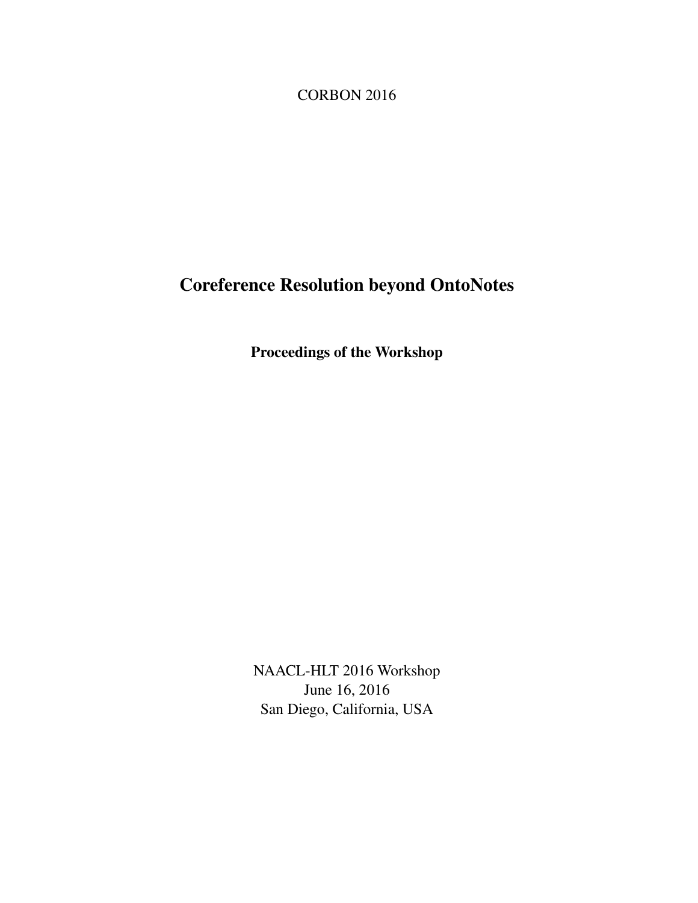CORBON 2016

# Coreference Resolution beyond OntoNotes

**Proceedings of the Workshop**

NAACL-HLT 2016 Workshop
June 16, 2016
San Diego, California, USA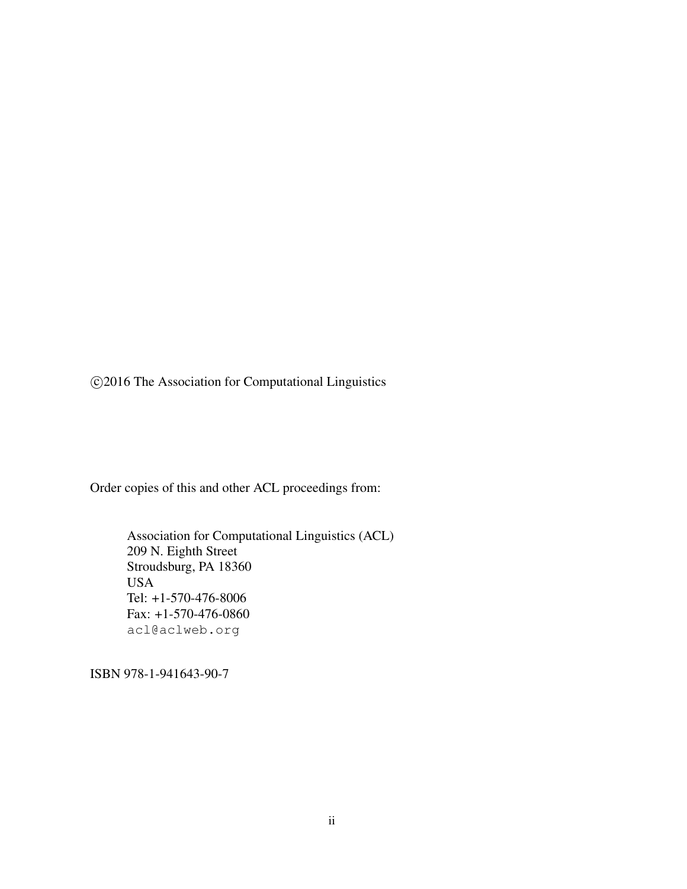©2016 The Association for Computational Linguistics

Order copies of this and other ACL proceedings from:

Association for Computational Linguistics (ACL)
209 N. Eighth Street
Stroudsburg, PA 18360
USA
Tel: +1-570-476-8006
Fax: +1-570-476-0860
acl@aclweb.org

ISBN 978-1-941643-90-7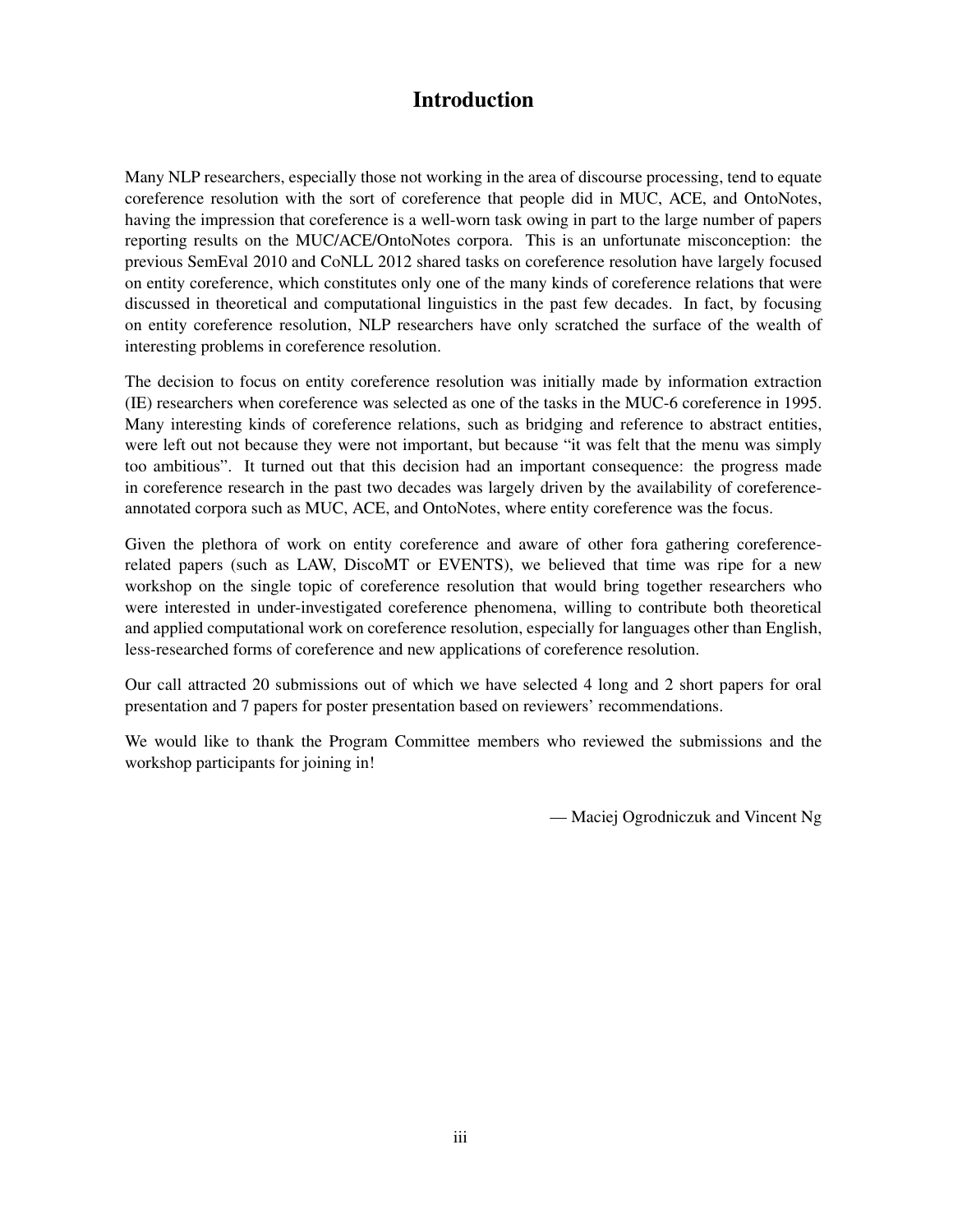# Introduction

Many NLP researchers, especially those not working in the area of discourse processing, tend to equate coreference resolution with the sort of coreference that people did in MUC, ACE, and OntoNotes, having the impression that coreference is a well-worn task owing in part to the large number of papers reporting results on the MUC/ACE/OntoNotes corpora. This is an unfortunate misconception: the previous SemEval 2010 and CoNLL 2012 shared tasks on coreference resolution have largely focused on entity coreference, which constitutes only one of the many kinds of coreference relations that were discussed in theoretical and computational linguistics in the past few decades. In fact, by focusing on entity coreference resolution, NLP researchers have only scratched the surface of the wealth of interesting problems in coreference resolution.

The decision to focus on entity coreference resolution was initially made by information extraction (IE) researchers when coreference was selected as one of the tasks in the MUC-6 coreference in 1995. Many interesting kinds of coreference relations, such as bridging and reference to abstract entities, were left out not because they were not important, but because "it was felt that the menu was simply too ambitious". It turned out that this decision had an important consequence: the progress made in coreference research in the past two decades was largely driven by the availability of coreference-annotated corpora such as MUC, ACE, and OntoNotes, where entity coreference was the focus.

Given the plethora of work on entity coreference and aware of other fora gathering coreference-related papers (such as LAW, DiscoMT or EVENTS), we believed that time was ripe for a new workshop on the single topic of coreference resolution that would bring together researchers who were interested in under-investigated coreference phenomena, willing to contribute both theoretical and applied computational work on coreference resolution, especially for languages other than English, less-researched forms of coreference and new applications of coreference resolution.

Our call attracted 20 submissions out of which we have selected 4 long and 2 short papers for oral presentation and 7 papers for poster presentation based on reviewers' recommendations.

We would like to thank the Program Committee members who reviewed the submissions and the workshop participants for joining in!

— Maciej Ogrodniczuk and Vincent Ng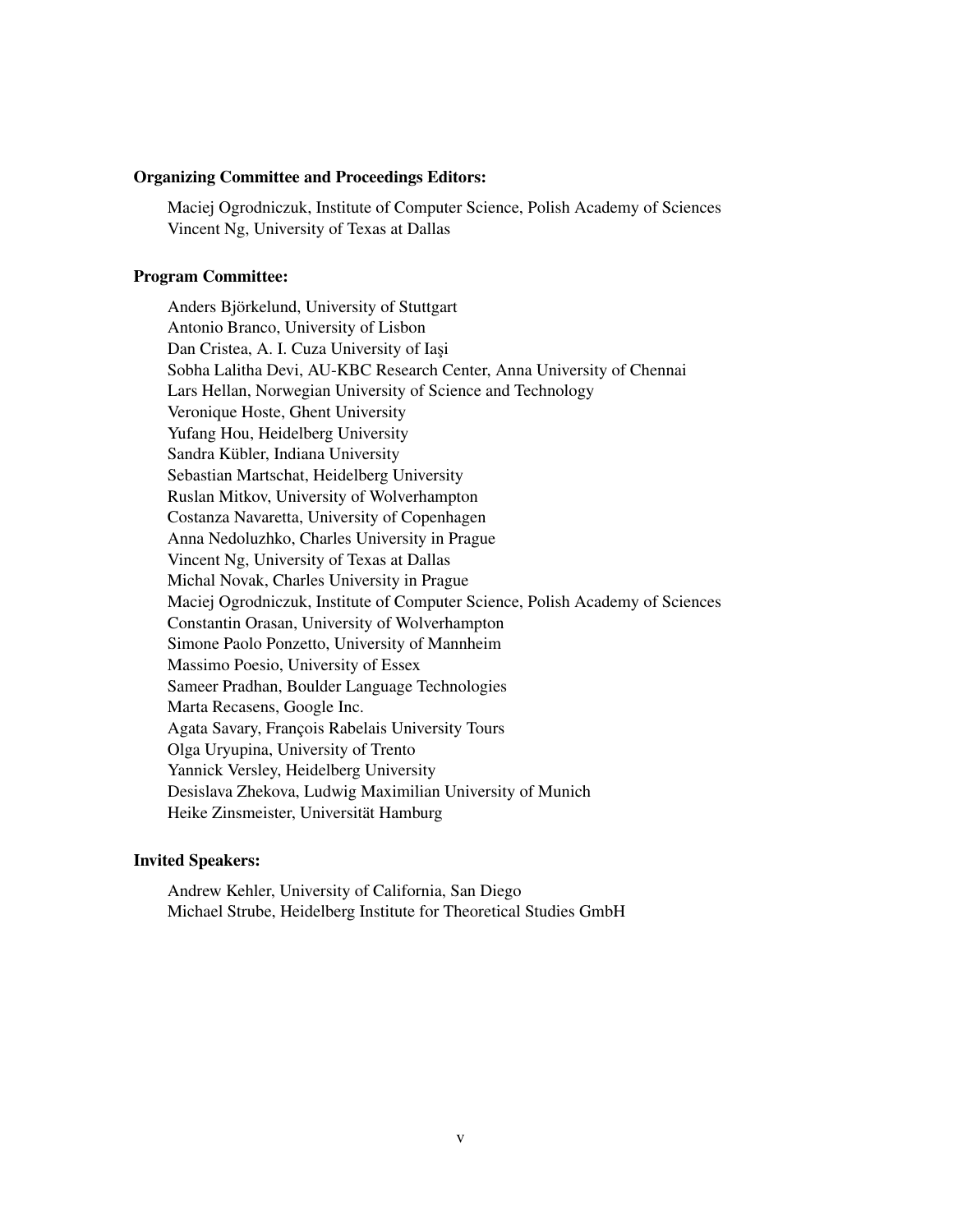**Organizing Committee and Proceedings Editors:**

Maciej Ogrodniczuk, Institute of Computer Science, Polish Academy of Sciences
Vincent Ng, University of Texas at Dallas

**Program Committee:**

Anders Björkelund, University of Stuttgart
Antonio Branco, University of Lisbon
Dan Cristea, A. I. Cuza University of Iaşi
Sobha Lalitha Devi, AU-KBC Research Center, Anna University of Chennai
Lars Hellan, Norwegian University of Science and Technology
Veronique Hoste, Ghent University
Yufang Hou, Heidelberg University
Sandra Kübler, Indiana University
Sebastian Martschat, Heidelberg University
Ruslan Mitkov, University of Wolverhampton
Costanza Navaretta, University of Copenhagen
Anna Nedoluzhko, Charles University in Prague
Vincent Ng, University of Texas at Dallas
Michal Novak, Charles University in Prague
Maciej Ogrodniczuk, Institute of Computer Science, Polish Academy of Sciences
Constantin Orasan, University of Wolverhampton
Simone Paolo Ponzetto, University of Mannheim
Massimo Poesio, University of Essex
Sameer Pradhan, Boulder Language Technologies
Marta Recasens, Google Inc.
Agata Savary, François Rabelais University Tours
Olga Uryupina, University of Trento
Yannick Versley, Heidelberg University
Desislava Zhekova, Ludwig Maximilian University of Munich
Heike Zinsmeister, Universität Hamburg

**Invited Speakers:**

Andrew Kehler, University of California, San Diego
Michael Strube, Heidelberg Institute for Theoretical Studies GmbH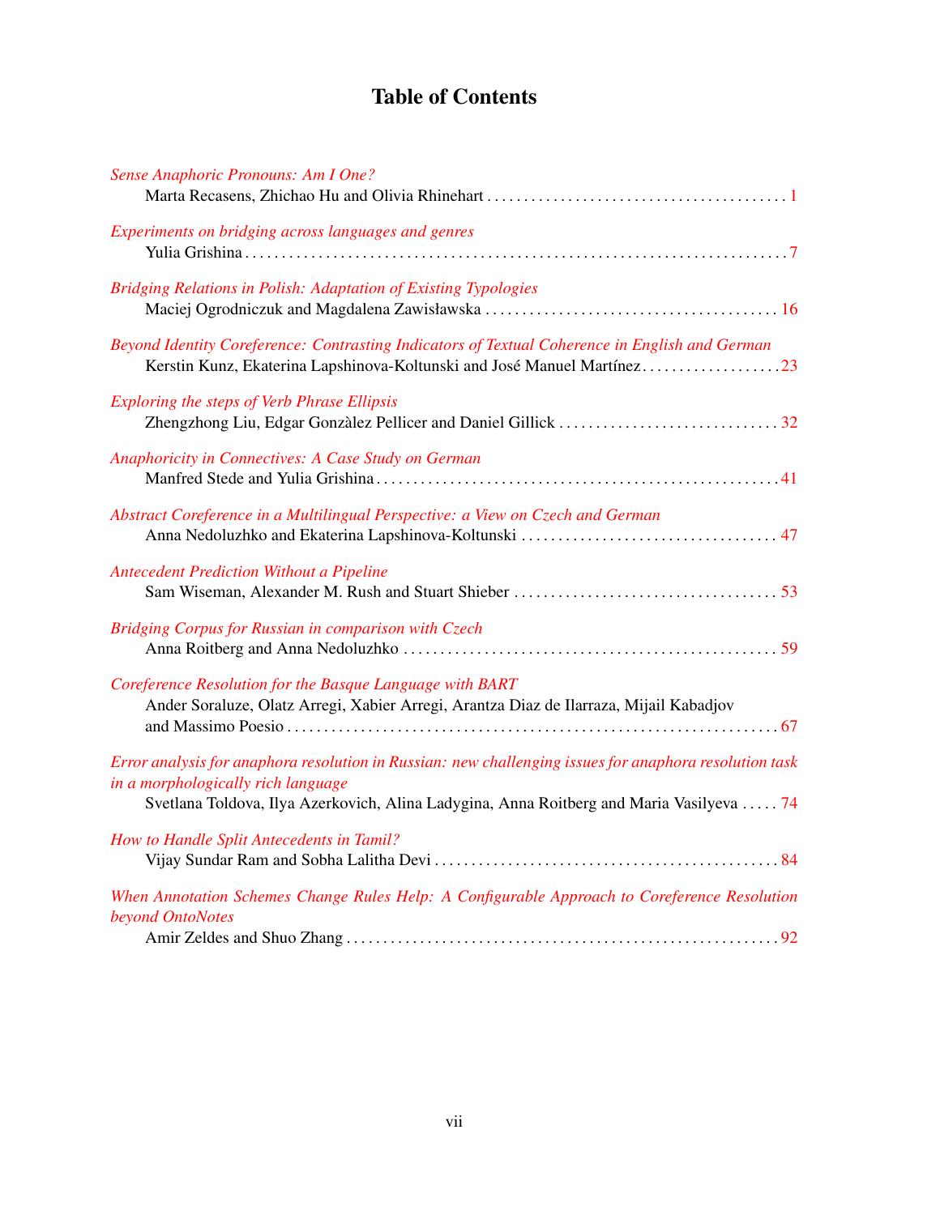# Table of Contents

*Sense Anaphoric Pronouns: Am I One?*
Marta Recasens, Zhichao Hu and Olivia Rhinehart . . . . . . . . . . 1

*Experiments on bridging across languages and genres*
Yulia Grishina . . . . . . . . . . 7

*Bridging Relations in Polish: Adaptation of Existing Typologies*
Maciej Ogrodniczuk and Magdalena Zawisławska . . . . . . . . . . 16

*Beyond Identity Coreference: Contrasting Indicators of Textual Coherence in English and German*
Kerstin Kunz, Ekaterina Lapshinova-Koltunski and José Manuel Martínez . . . . . . . . . . 23

*Exploring the steps of Verb Phrase Ellipsis*
Zhengzhong Liu, Edgar Gonzàlez Pellicer and Daniel Gillick . . . . . . . . . . 32

*Anaphoricity in Connectives: A Case Study on German*
Manfred Stede and Yulia Grishina . . . . . . . . . . 41

*Abstract Coreference in a Multilingual Perspective: a View on Czech and German*
Anna Nedoluzhko and Ekaterina Lapshinova-Koltunski . . . . . . . . . . 47

*Antecedent Prediction Without a Pipeline*
Sam Wiseman, Alexander M. Rush and Stuart Shieber . . . . . . . . . . 53

*Bridging Corpus for Russian in comparison with Czech*
Anna Roitberg and Anna Nedoluzhko . . . . . . . . . . 59

*Coreference Resolution for the Basque Language with BART*
Ander Soraluze, Olatz Arregi, Xabier Arregi, Arantza Diaz de Ilarraza, Mijail Kabadjov and Massimo Poesio . . . . . . . . . . 67

*Error analysis for anaphora resolution in Russian: new challenging issues for anaphora resolution task in a morphologically rich language*
Svetlana Toldova, Ilya Azerkovich, Alina Ladygina, Anna Roitberg and Maria Vasilyeva . . . . . 74

*How to Handle Split Antecedents in Tamil?*
Vijay Sundar Ram and Sobha Lalitha Devi . . . . . . . . . . 84

*When Annotation Schemes Change Rules Help: A Configurable Approach to Coreference Resolution beyond OntoNotes*
Amir Zeldes and Shuo Zhang . . . . . . . . . . 92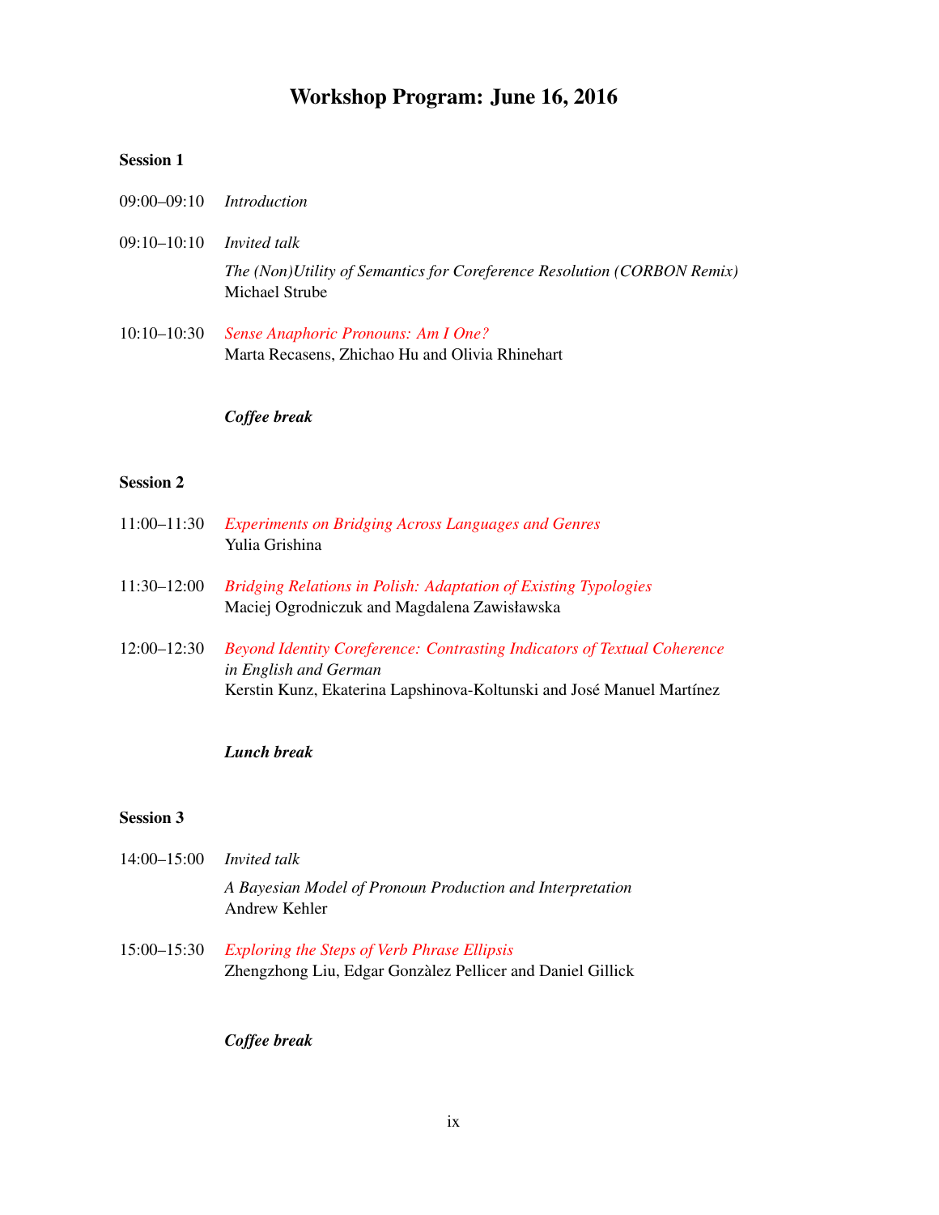# Workshop Program: June 16, 2016

**Session 1**

09:00–09:10 *Introduction*

09:10–10:10 *Invited talk*

*The (Non)Utility of Semantics for Coreference Resolution (CORBON Remix)*
Michael Strube

10:10–10:30 *Sense Anaphoric Pronouns: Am I One?*
Marta Recasens, Zhichao Hu and Olivia Rhinehart

***Coffee break***

**Session 2**

11:00–11:30 *Experiments on Bridging Across Languages and Genres*
Yulia Grishina

11:30–12:00 *Bridging Relations in Polish: Adaptation of Existing Typologies*
Maciej Ogrodniczuk and Magdalena Zawisławska

12:00–12:30 *Beyond Identity Coreference: Contrasting Indicators of Textual Coherence in English and German*
Kerstin Kunz, Ekaterina Lapshinova-Koltunski and José Manuel Martínez

***Lunch break***

**Session 3**

14:00–15:00 *Invited talk*

*A Bayesian Model of Pronoun Production and Interpretation*
Andrew Kehler

15:00–15:30 *Exploring the Steps of Verb Phrase Ellipsis*
Zhengzhong Liu, Edgar Gonzàlez Pellicer and Daniel Gillick

***Coffee break***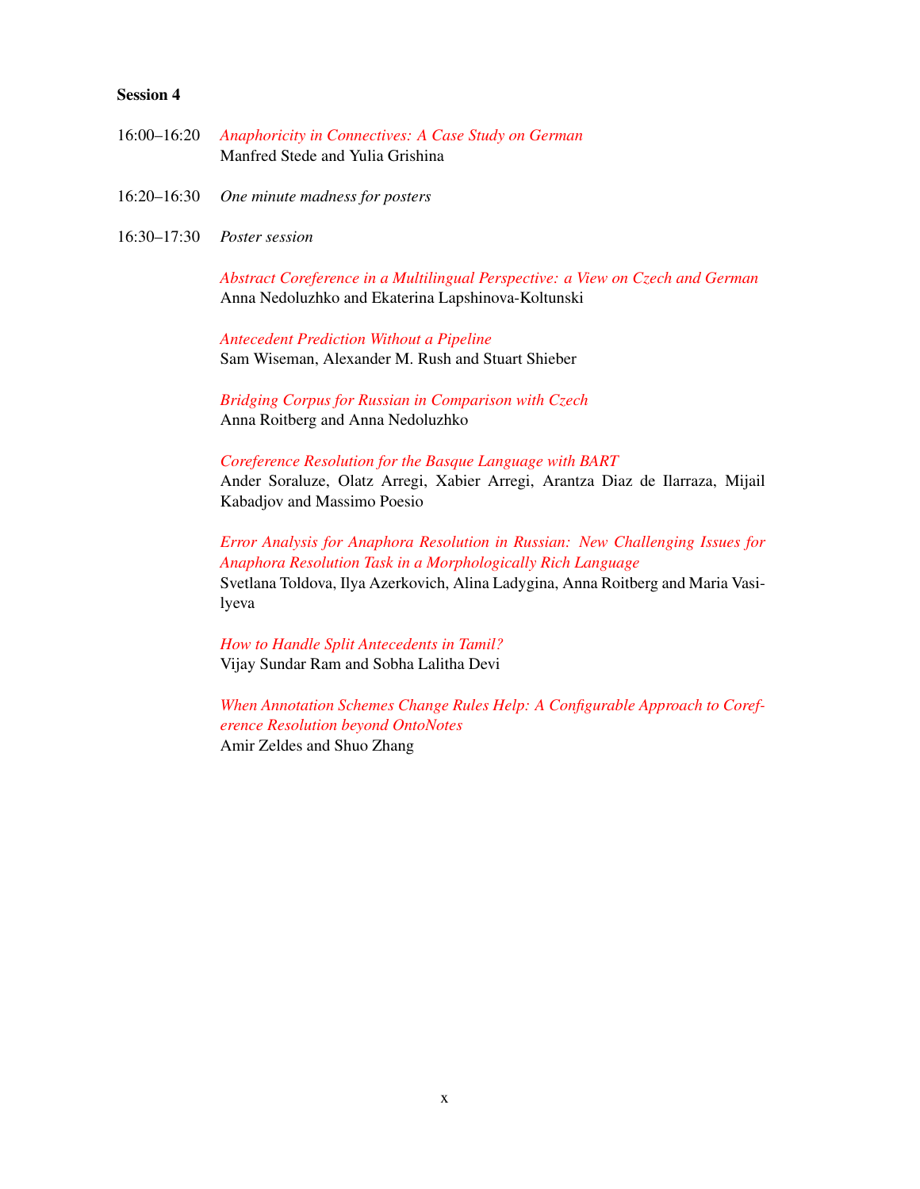**Session 4**

16:00–16:20 *Anaphoricity in Connectives: A Case Study on German*
Manfred Stede and Yulia Grishina

16:20–16:30 *One minute madness for posters*

16:30–17:30 *Poster session*

*Abstract Coreference in a Multilingual Perspective: a View on Czech and German*
Anna Nedoluzhko and Ekaterina Lapshinova-Koltunski

*Antecedent Prediction Without a Pipeline*
Sam Wiseman, Alexander M. Rush and Stuart Shieber

*Bridging Corpus for Russian in Comparison with Czech*
Anna Roitberg and Anna Nedoluzhko

*Coreference Resolution for the Basque Language with BART*
Ander Soraluze, Olatz Arregi, Xabier Arregi, Arantza Diaz de Ilarraza, Mijail Kabadjov and Massimo Poesio

*Error Analysis for Anaphora Resolution in Russian: New Challenging Issues for Anaphora Resolution Task in a Morphologically Rich Language*
Svetlana Toldova, Ilya Azerkovich, Alina Ladygina, Anna Roitberg and Maria Vasilyeva

*How to Handle Split Antecedents in Tamil?*
Vijay Sundar Ram and Sobha Lalitha Devi

*When Annotation Schemes Change Rules Help: A Configurable Approach to Coreference Resolution beyond OntoNotes*
Amir Zeldes and Shuo Zhang